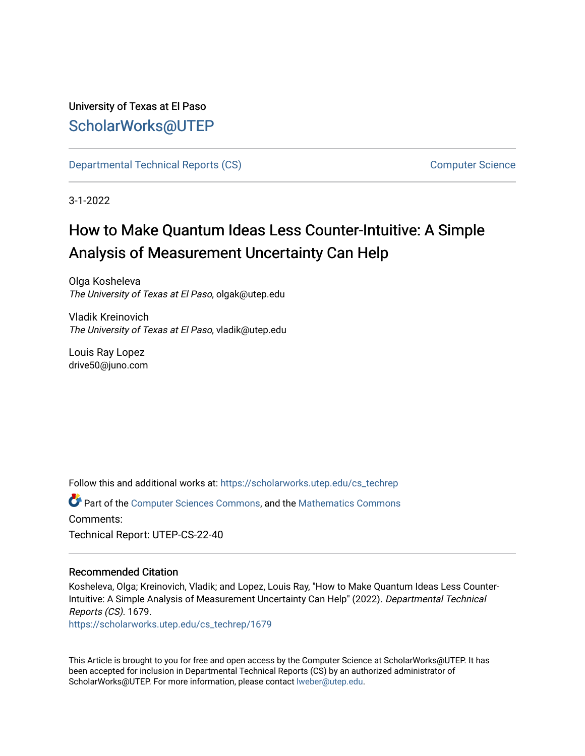University of Texas at El Paso

## ScholarWorks@UTEP

Departmental Technical Reports (CS) | Computer Science

3-1-2022

# How to Make Quantum Ideas Less Counter-Intuitive: A Simple Analysis of Measurement Uncertainty Can Help

Olga Kosheleva
*The University of Texas at El Paso*, olgak@utep.edu

Vladik Kreinovich
*The University of Texas at El Paso*, vladik@utep.edu

Louis Ray Lopez
drive50@juno.com

Follow this and additional works at: https://scholarworks.utep.edu/cs_techrep

Part of the Computer Sciences Commons, and the Mathematics Commons

Comments:

Technical Report: UTEP-CS-22-40

### Recommended Citation

Kosheleva, Olga; Kreinovich, Vladik; and Lopez, Louis Ray, "How to Make Quantum Ideas Less Counter-Intuitive: A Simple Analysis of Measurement Uncertainty Can Help" (2022). *Departmental Technical Reports (CS)*. 1679.
https://scholarworks.utep.edu/cs_techrep/1679

This Article is brought to you for free and open access by the Computer Science at ScholarWorks@UTEP. It has been accepted for inclusion in Departmental Technical Reports (CS) by an authorized administrator of ScholarWorks@UTEP. For more information, please contact lweber@utep.edu.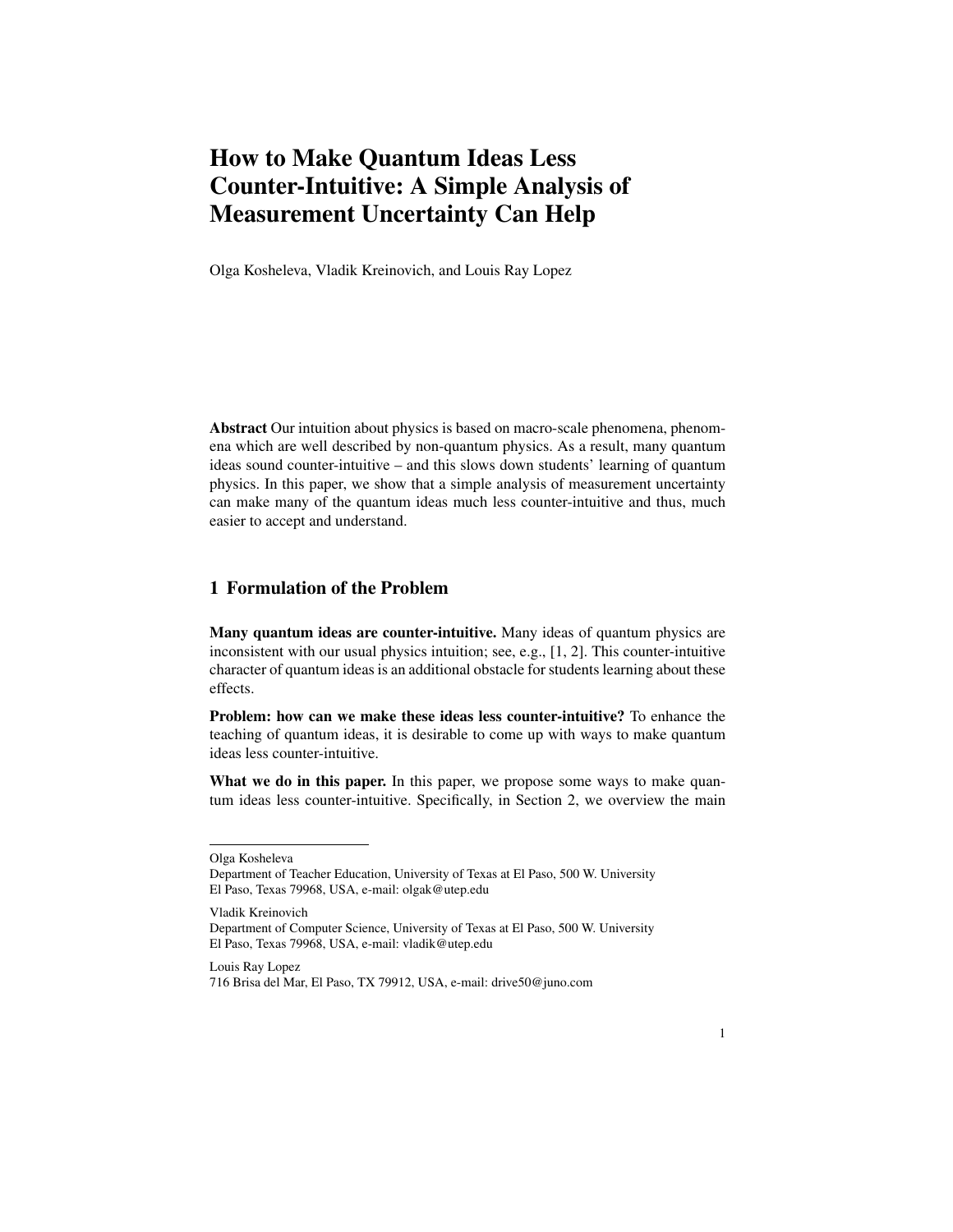# How to Make Quantum Ideas Less Counter-Intuitive: A Simple Analysis of Measurement Uncertainty Can Help

Olga Kosheleva, Vladik Kreinovich, and Louis Ray Lopez

**Abstract** Our intuition about physics is based on macro-scale phenomena, phenomena which are well described by non-quantum physics. As a result, many quantum ideas sound counter-intuitive – and this slows down students' learning of quantum physics. In this paper, we show that a simple analysis of measurement uncertainty can make many of the quantum ideas much less counter-intuitive and thus, much easier to accept and understand.

## 1 Formulation of the Problem

**Many quantum ideas are counter-intuitive.** Many ideas of quantum physics are inconsistent with our usual physics intuition; see, e.g., [1, 2]. This counter-intuitive character of quantum ideas is an additional obstacle for students learning about these effects.

**Problem: how can we make these ideas less counter-intuitive?** To enhance the teaching of quantum ideas, it is desirable to come up with ways to make quantum ideas less counter-intuitive.

**What we do in this paper.** In this paper, we propose some ways to make quantum ideas less counter-intuitive. Specifically, in Section 2, we overview the main

---

Olga Kosheleva
Department of Teacher Education, University of Texas at El Paso, 500 W. University
El Paso, Texas 79968, USA, e-mail: olgak@utep.edu

Vladik Kreinovich
Department of Computer Science, University of Texas at El Paso, 500 W. University
El Paso, Texas 79968, USA, e-mail: vladik@utep.edu

Louis Ray Lopez
716 Brisa del Mar, El Paso, TX 79912, USA, e-mail: drive50@juno.com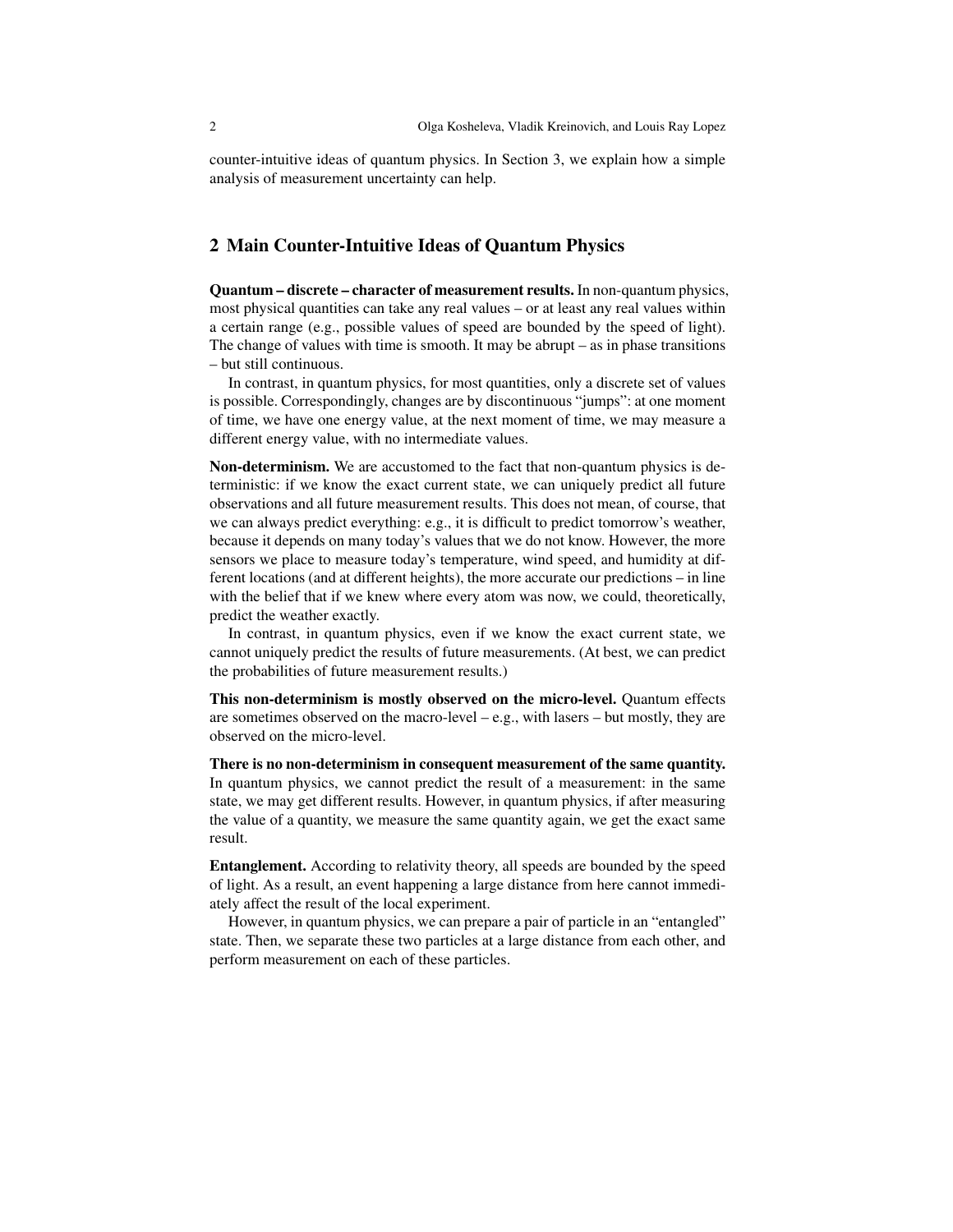counter-intuitive ideas of quantum physics. In Section 3, we explain how a simple analysis of measurement uncertainty can help.

## 2 Main Counter-Intuitive Ideas of Quantum Physics

**Quantum – discrete – character of measurement results.** In non-quantum physics, most physical quantities can take any real values – or at least any real values within a certain range (e.g., possible values of speed are bounded by the speed of light). The change of values with time is smooth. It may be abrupt – as in phase transitions – but still continuous.

In contrast, in quantum physics, for most quantities, only a discrete set of values is possible. Correspondingly, changes are by discontinuous "jumps": at one moment of time, we have one energy value, at the next moment of time, we may measure a different energy value, with no intermediate values.

**Non-determinism.** We are accustomed to the fact that non-quantum physics is deterministic: if we know the exact current state, we can uniquely predict all future observations and all future measurement results. This does not mean, of course, that we can always predict everything: e.g., it is difficult to predict tomorrow's weather, because it depends on many today's values that we do not know. However, the more sensors we place to measure today's temperature, wind speed, and humidity at different locations (and at different heights), the more accurate our predictions – in line with the belief that if we knew where every atom was now, we could, theoretically, predict the weather exactly.

In contrast, in quantum physics, even if we know the exact current state, we cannot uniquely predict the results of future measurements. (At best, we can predict the probabilities of future measurement results.)

**This non-determinism is mostly observed on the micro-level.** Quantum effects are sometimes observed on the macro-level – e.g., with lasers – but mostly, they are observed on the micro-level.

**There is no non-determinism in consequent measurement of the same quantity.** In quantum physics, we cannot predict the result of a measurement: in the same state, we may get different results. However, in quantum physics, if after measuring the value of a quantity, we measure the same quantity again, we get the exact same result.

**Entanglement.** According to relativity theory, all speeds are bounded by the speed of light. As a result, an event happening a large distance from here cannot immediately affect the result of the local experiment.

However, in quantum physics, we can prepare a pair of particle in an "entangled" state. Then, we separate these two particles at a large distance from each other, and perform measurement on each of these particles.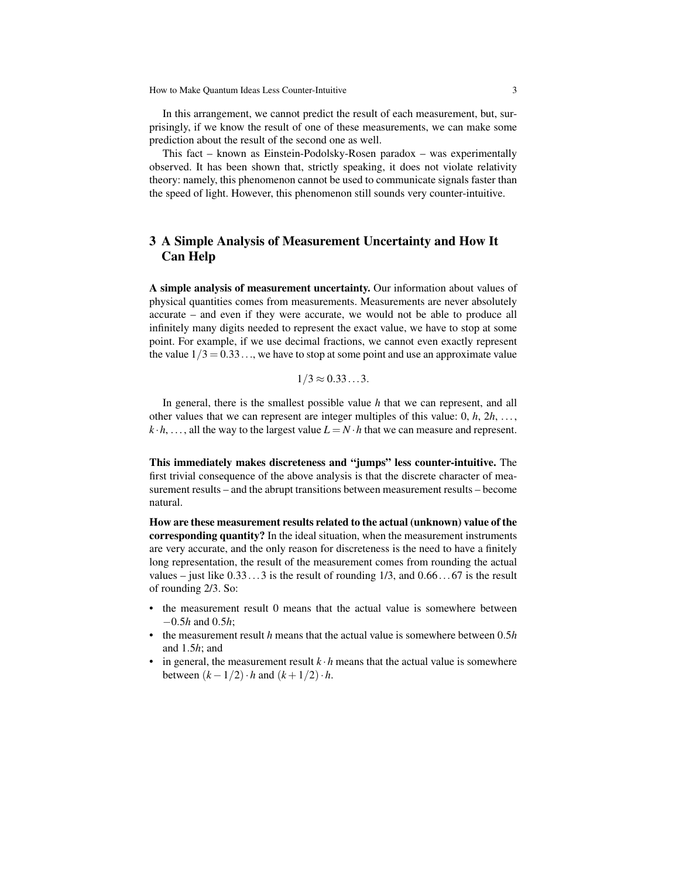In this arrangement, we cannot predict the result of each measurement, but, surprisingly, if we know the result of one of these measurements, we can make some prediction about the result of the second one as well.

This fact – known as Einstein-Podolsky-Rosen paradox – was experimentally observed. It has been shown that, strictly speaking, it does not violate relativity theory: namely, this phenomenon cannot be used to communicate signals faster than the speed of light. However, this phenomenon still sounds very counter-intuitive.

## 3 A Simple Analysis of Measurement Uncertainty and How It Can Help

**A simple analysis of measurement uncertainty.** Our information about values of physical quantities comes from measurements. Measurements are never absolutely accurate – and even if they were accurate, we would not be able to produce all infinitely many digits needed to represent the exact value, we have to stop at some point. For example, if we use decimal fractions, we cannot even exactly represent the value $1/3 = 0.33\ldots$, we have to stop at some point and use an approximate value

$$1/3 \approx 0.33\ldots3.$$

In general, there is the smallest possible value $h$ that we can represent, and all other values that we can represent are integer multiples of this value: $0$, $h$, $2h$, $\ldots$, $k \cdot h$, $\ldots$, all the way to the largest value $L = N \cdot h$ that we can measure and represent.

**This immediately makes discreteness and "jumps" less counter-intuitive.** The first trivial consequence of the above analysis is that the discrete character of measurement results – and the abrupt transitions between measurement results – become natural.

**How are these measurement results related to the actual (unknown) value of the corresponding quantity?** In the ideal situation, when the measurement instruments are very accurate, and the only reason for discreteness is the need to have a finitely long representation, the result of the measurement comes from rounding the actual values – just like $0.33\ldots3$ is the result of rounding 1/3, and $0.66\ldots67$ is the result of rounding 2/3. So:

- the measurement result 0 means that the actual value is somewhere between $-0.5h$ and $0.5h$;
- the measurement result $h$ means that the actual value is somewhere between $0.5h$ and $1.5h$; and
- in general, the measurement result $k \cdot h$ means that the actual value is somewhere between $(k - 1/2) \cdot h$ and $(k + 1/2) \cdot h$.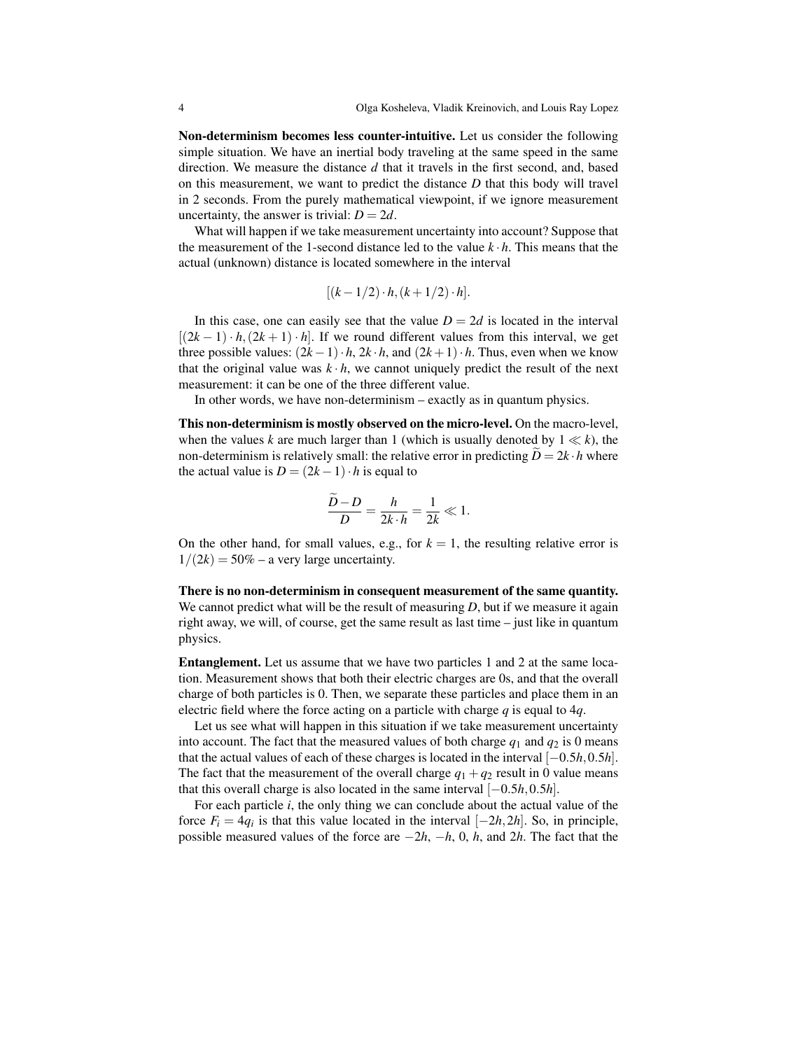**Non-determinism becomes less counter-intuitive.** Let us consider the following simple situation. We have an inertial body traveling at the same speed in the same direction. We measure the distance $d$ that it travels in the first second, and, based on this measurement, we want to predict the distance $D$ that this body will travel in 2 seconds. From the purely mathematical viewpoint, if we ignore measurement uncertainty, the answer is trivial: $D = 2d$.

What will happen if we take measurement uncertainty into account? Suppose that the measurement of the 1-second distance led to the value $k \cdot h$. This means that the actual (unknown) distance is located somewhere in the interval

$$[(k - 1/2) \cdot h, (k + 1/2) \cdot h].$$

In this case, one can easily see that the value $D = 2d$ is located in the interval $[(2k-1) \cdot h, (2k+1) \cdot h]$. If we round different values from this interval, we get three possible values: $(2k-1) \cdot h$, $2k \cdot h$, and $(2k+1) \cdot h$. Thus, even when we know that the original value was $k \cdot h$, we cannot uniquely predict the result of the next measurement: it can be one of the three different value.

In other words, we have non-determinism – exactly as in quantum physics.

**This non-determinism is mostly observed on the micro-level.** On the macro-level, when the values $k$ are much larger than 1 (which is usually denoted by $1 \ll k$), the non-determinism is relatively small: the relative error in predicting $\widetilde{D} = 2k \cdot h$ where the actual value is $D = (2k-1) \cdot h$ is equal to

$$\frac{\widetilde{D} - D}{D} = \frac{h}{2k \cdot h} = \frac{1}{2k} \ll 1.$$

On the other hand, for small values, e.g., for $k = 1$, the resulting relative error is $1/(2k) = 50\%$ – a very large uncertainty.

**There is no non-determinism in consequent measurement of the same quantity.** We cannot predict what will be the result of measuring $D$, but if we measure it again right away, we will, of course, get the same result as last time – just like in quantum physics.

**Entanglement.** Let us assume that we have two particles 1 and 2 at the same location. Measurement shows that both their electric charges are 0s, and that the overall charge of both particles is 0. Then, we separate these particles and place them in an electric field where the force acting on a particle with charge $q$ is equal to $4q$.

Let us see what will happen in this situation if we take measurement uncertainty into account. The fact that the measured values of both charge $q_1$ and $q_2$ is 0 means that the actual values of each of these charges is located in the interval $[-0.5h, 0.5h]$. The fact that the measurement of the overall charge $q_1 + q_2$ result in 0 value means that this overall charge is also located in the same interval $[-0.5h, 0.5h]$.

For each particle $i$, the only thing we can conclude about the actual value of the force $F_i = 4q_i$ is that this value located in the interval $[-2h, 2h]$. So, in principle, possible measured values of the force are $-2h$, $-h$, 0, $h$, and $2h$. The fact that the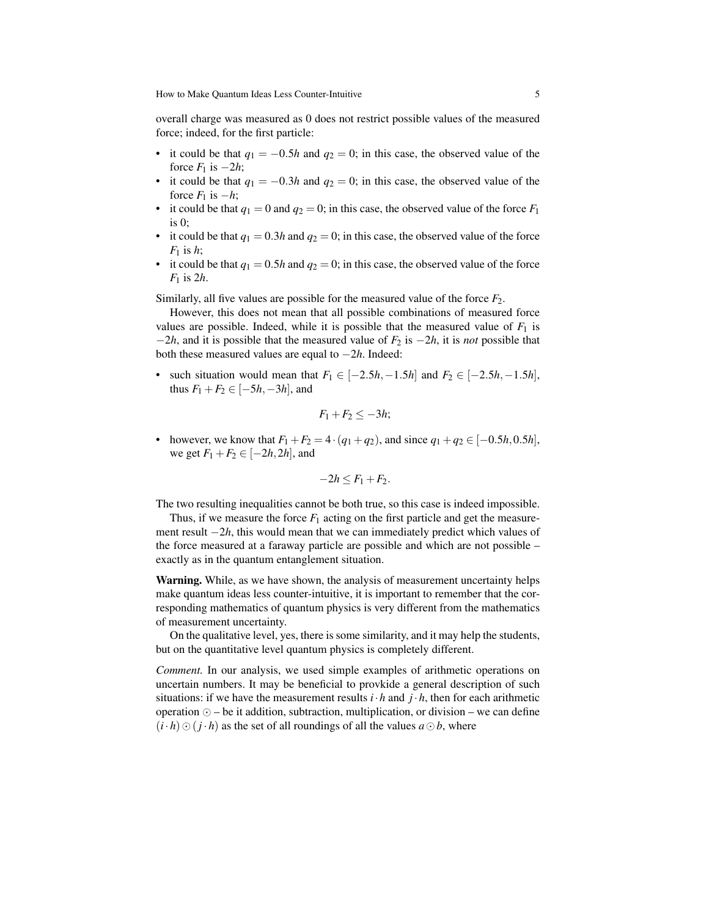overall charge was measured as 0 does not restrict possible values of the measured force; indeed, for the first particle:

- it could be that $q_1 = -0.5h$ and $q_2 = 0$; in this case, the observed value of the force $F_1$ is $-2h$;
- it could be that $q_1 = -0.3h$ and $q_2 = 0$; in this case, the observed value of the force $F_1$ is $-h$;
- it could be that $q_1 = 0$ and $q_2 = 0$; in this case, the observed value of the force $F_1$ is 0;
- it could be that $q_1 = 0.3h$ and $q_2 = 0$; in this case, the observed value of the force $F_1$ is $h$;
- it could be that $q_1 = 0.5h$ and $q_2 = 0$; in this case, the observed value of the force $F_1$ is $2h$.

Similarly, all five values are possible for the measured value of the force $F_2$.

However, this does not mean that all possible combinations of measured force values are possible. Indeed, while it is possible that the measured value of $F_1$ is $-2h$, and it is possible that the measured value of $F_2$ is $-2h$, it is *not* possible that both these measured values are equal to $-2h$. Indeed:

- such situation would mean that $F_1 \in [-2.5h, -1.5h]$ and $F_2 \in [-2.5h, -1.5h]$, thus $F_1 + F_2 \in [-5h, -3h]$, and

$$F_1 + F_2 \leq -3h;$$

- however, we know that $F_1 + F_2 = 4 \cdot (q_1 + q_2)$, and since $q_1 + q_2 \in [-0.5h, 0.5h]$, we get $F_1 + F_2 \in [-2h, 2h]$, and

$$-2h \leq F_1 + F_2.$$

The two resulting inequalities cannot be both true, so this case is indeed impossible.

Thus, if we measure the force $F_1$ acting on the first particle and get the measurement result $-2h$, this would mean that we can immediately predict which values of the force measured at a faraway particle are possible and which are not possible – exactly as in the quantum entanglement situation.

**Warning.** While, as we have shown, the analysis of measurement uncertainty helps make quantum ideas less counter-intuitive, it is important to remember that the corresponding mathematics of quantum physics is very different from the mathematics of measurement uncertainty.

On the qualitative level, yes, there is some similarity, and it may help the students, but on the quantitative level quantum physics is completely different.

*Comment.* In our analysis, we used simple examples of arithmetic operations on uncertain numbers. It may be beneficial to provkide a general description of such situations: if we have the measurement results $i \cdot h$ and $j \cdot h$, then for each arithmetic operation $\odot$ – be it addition, subtraction, multiplication, or division – we can define $(i \cdot h) \odot (j \cdot h)$ as the set of all roundings of all the values $a \odot b$, where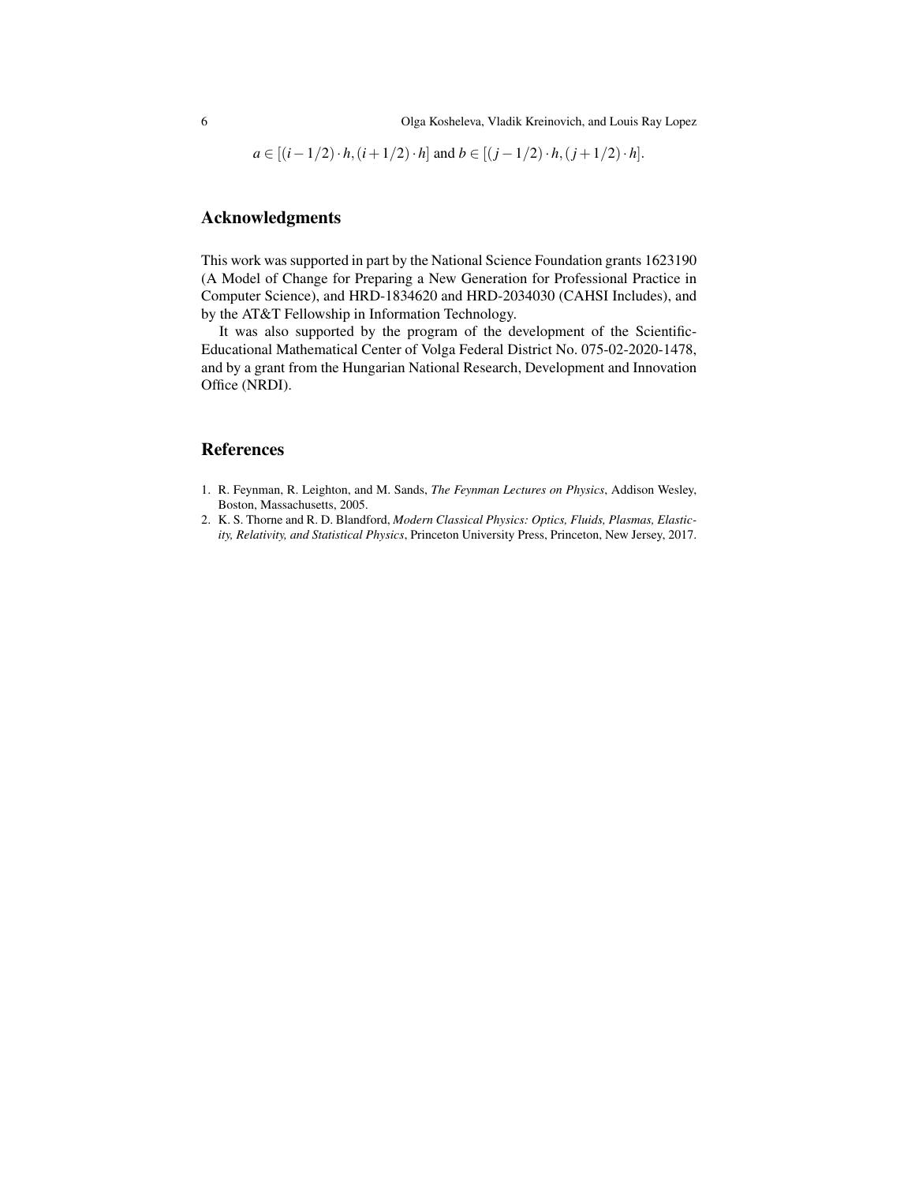$$a \in [(i-1/2)\cdot h, (i+1/2)\cdot h] \text{ and } b \in [(j-1/2)\cdot h, (j+1/2)\cdot h].$$

## Acknowledgments

This work was supported in part by the National Science Foundation grants 1623190 (A Model of Change for Preparing a New Generation for Professional Practice in Computer Science), and HRD-1834620 and HRD-2034030 (CAHSI Includes), and by the AT&T Fellowship in Information Technology.

It was also supported by the program of the development of the Scientific-Educational Mathematical Center of Volga Federal District No. 075-02-2020-1478, and by a grant from the Hungarian National Research, Development and Innovation Office (NRDI).

## References

1. R. Feynman, R. Leighton, and M. Sands, *The Feynman Lectures on Physics*, Addison Wesley, Boston, Massachusetts, 2005.
2. K. S. Thorne and R. D. Blandford, *Modern Classical Physics: Optics, Fluids, Plasmas, Elasticity, Relativity, and Statistical Physics*, Princeton University Press, Princeton, New Jersey, 2017.